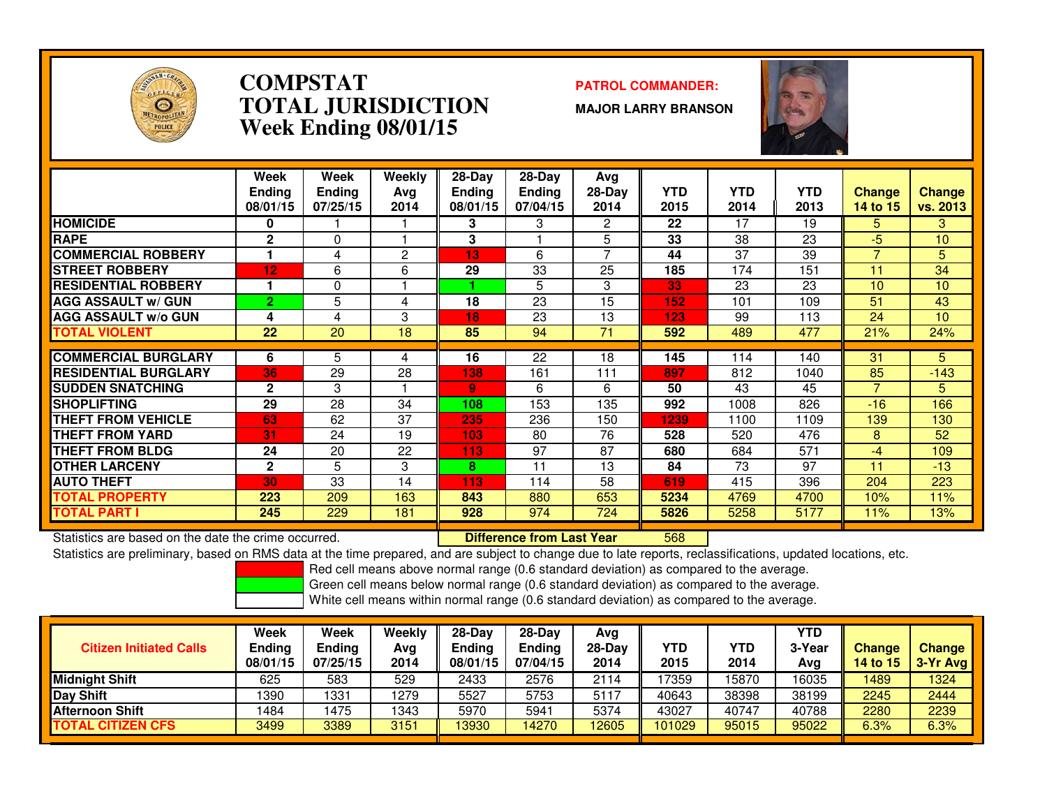# COMPSTAT
# TOTAL JURISDICTION
## Week Ending 08/01/15

**PATROL COMMANDER:**

**MAJOR LARRY BRANSON**

| | Week Ending 08/01/15 | Week Ending 07/25/15 | Weekly Avg 2014 | 28-Day Ending 08/01/15 | 28-Day Ending 07/04/15 | Avg 28-Day 2014 | YTD 2015 | YTD 2014 | YTD 2013 | Change 14 to 15 | Change vs. 2013 |
|---|---|---|---|---|---|---|---|---|---|---|---|
| HOMICIDE | 0 | 1 | 1 | 3 | 3 | 2 | 22 | 17 | 19 | 5 | 3 |
| RAPE | 2 | 0 | 1 | 3 | 1 | 5 | 33 | 38 | 23 | -5 | 10 |
| COMMERCIAL ROBBERY | 1 | 4 | 2 | 13 | 6 | 7 | 44 | 37 | 39 | 7 | 5 |
| STREET ROBBERY | 12 | 6 | 6 | 29 | 33 | 25 | 185 | 174 | 151 | 11 | 34 |
| RESIDENTIAL ROBBERY | 1 | 0 | 1 | 1 | 5 | 3 | 33 | 23 | 23 | 10 | 10 |
| AGG ASSAULT w/ GUN | 2 | 5 | 4 | 18 | 23 | 15 | 152 | 101 | 109 | 51 | 43 |
| AGG ASSAULT w/o GUN | 4 | 4 | 3 | 18 | 23 | 13 | 123 | 99 | 113 | 24 | 10 |
| TOTAL VIOLENT | 22 | 20 | 18 | 85 | 94 | 71 | 592 | 489 | 477 | 21% | 24% |
| COMMERCIAL BURGLARY | 6 | 5 | 4 | 16 | 22 | 18 | 145 | 114 | 140 | 31 | 5 |
| RESIDENTIAL BURGLARY | 36 | 29 | 28 | 138 | 161 | 111 | 897 | 812 | 1040 | 85 | -143 |
| SUDDEN SNATCHING | 2 | 3 | 1 | 9 | 6 | 6 | 50 | 43 | 45 | 7 | 5 |
| SHOPLIFTING | 29 | 28 | 34 | 108 | 153 | 135 | 992 | 1008 | 826 | -16 | 166 |
| THEFT FROM VEHICLE | 63 | 62 | 37 | 235 | 236 | 150 | 1239 | 1100 | 1109 | 139 | 130 |
| THEFT FROM YARD | 31 | 24 | 19 | 103 | 80 | 76 | 528 | 520 | 476 | 8 | 52 |
| THEFT FROM BLDG | 24 | 20 | 22 | 113 | 97 | 87 | 680 | 684 | 571 | -4 | 109 |
| OTHER LARCENY | 2 | 5 | 3 | 8 | 11 | 13 | 84 | 73 | 97 | 11 | -13 |
| AUTO THEFT | 30 | 33 | 14 | 113 | 114 | 58 | 619 | 415 | 396 | 204 | 223 |
| TOTAL PROPERTY | 223 | 209 | 163 | 843 | 880 | 653 | 5234 | 4769 | 4700 | 10% | 11% |
| TOTAL PART I | 245 | 229 | 181 | 928 | 974 | 724 | 5826 | 5258 | 5177 | 11% | 13% |

Statistics are based on the date the crime occurred. **Difference from Last Year** 568

Statistics are preliminary, based on RMS data at the time prepared, and are subject to change due to late reports, reclassifications, updated locations, etc.

Red cell means above normal range (0.6 standard deviation) as compared to the average.

Green cell means below normal range (0.6 standard deviation) as compared to the average.

White cell means within normal range (0.6 standard deviation) as compared to the average.

| Citizen Initiated Calls | Week Ending 08/01/15 | Week Ending 07/25/15 | Weekly Avg 2014 | 28-Day Ending 08/01/15 | 28-Day Ending 07/04/15 | Avg 28-Day 2014 | YTD 2015 | YTD 2014 | YTD 3-Year Avg | Change 14 to 15 | Change 3-Yr Avg |
|---|---|---|---|---|---|---|---|---|---|---|---|
| Midnight Shift | 625 | 583 | 529 | 2433 | 2576 | 2114 | 17359 | 15870 | 16035 | 1489 | 1324 |
| Day Shift | 1390 | 1331 | 1279 | 5527 | 5753 | 5117 | 40643 | 38398 | 38199 | 2245 | 2444 |
| Afternoon Shift | 1484 | 1475 | 1343 | 5970 | 5941 | 5374 | 43027 | 40747 | 40788 | 2280 | 2239 |
| TOTAL CITIZEN CFS | 3499 | 3389 | 3151 | 13930 | 14270 | 12605 | 101029 | 95015 | 95022 | 6.3% | 6.3% |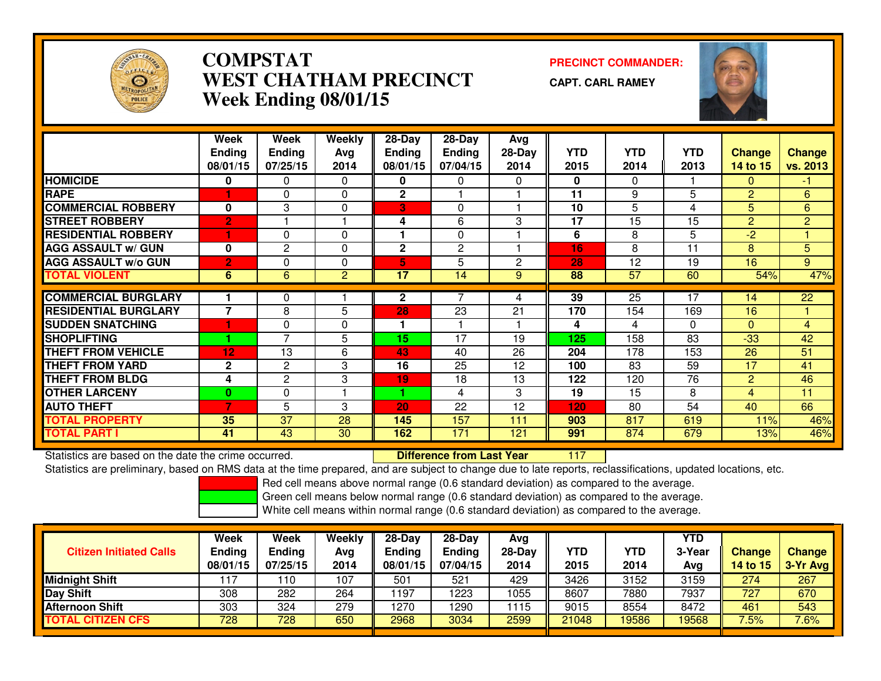# COMPSTAT
# WEST CHATHAM PRECINCT
# Week Ending 08/01/15

**PRECINCT COMMANDER:**

**CAPT. CARL RAMEY**

| | Week Ending 08/01/15 | Week Ending 07/25/15 | Weekly Avg 2014 | 28-Day Ending 08/01/15 | 28-Day Ending 07/04/15 | Avg 28-Day 2014 | YTD 2015 | YTD 2014 | YTD 2013 | Change 14 to 15 | Change vs. 2013 |
|---|---|---|---|---|---|---|---|---|---|---|---|
| HOMICIDE | 0 | 0 | 0 | 0 | 0 | 0 | 0 | 0 | 1 | 0 | -1 |
| RAPE | 1 | 0 | 0 | 2 | 1 | 1 | 11 | 9 | 5 | 2 | 6 |
| COMMERCIAL ROBBERY | 0 | 3 | 0 | 3 | 0 | 1 | 10 | 5 | 4 | 5 | 6 |
| STREET ROBBERY | 2 | 1 | 1 | 4 | 6 | 3 | 17 | 15 | 15 | 2 | 2 |
| RESIDENTIAL ROBBERY | 1 | 0 | 0 | 1 | 0 | 1 | 6 | 8 | 5 | -2 | 1 |
| AGG ASSAULT w/ GUN | 0 | 2 | 0 | 2 | 2 | 1 | 16 | 8 | 11 | 8 | 5 |
| AGG ASSAULT w/o GUN | 2 | 0 | 0 | 5 | 5 | 2 | 28 | 12 | 19 | 16 | 9 |
| TOTAL VIOLENT | 6 | 6 | 2 | 17 | 14 | 9 | 88 | 57 | 60 | 54% | 47% |
| COMMERCIAL BURGLARY | 1 | 0 | 1 | 2 | 7 | 4 | 39 | 25 | 17 | 14 | 22 |
| RESIDENTIAL BURGLARY | 7 | 8 | 5 | 28 | 23 | 21 | 170 | 154 | 169 | 16 | 1 |
| SUDDEN SNATCHING | 1 | 0 | 0 | 1 | 1 | 1 | 4 | 4 | 0 | 0 | 4 |
| SHOPLIFTING | 1 | 7 | 5 | 15 | 17 | 19 | 125 | 158 | 83 | -33 | 42 |
| THEFT FROM VEHICLE | 12 | 13 | 6 | 43 | 40 | 26 | 204 | 178 | 153 | 26 | 51 |
| THEFT FROM YARD | 2 | 2 | 3 | 16 | 25 | 12 | 100 | 83 | 59 | 17 | 41 |
| THEFT FROM BLDG | 4 | 2 | 3 | 19 | 18 | 13 | 122 | 120 | 76 | 2 | 46 |
| OTHER LARCENY | 0 | 0 | 1 | 1 | 4 | 3 | 19 | 15 | 8 | 4 | 11 |
| AUTO THEFT | 7 | 5 | 3 | 20 | 22 | 12 | 120 | 80 | 54 | 40 | 66 |
| TOTAL PROPERTY | 35 | 37 | 28 | 145 | 157 | 111 | 903 | 817 | 619 | 11% | 46% |
| TOTAL PART I | 41 | 43 | 30 | 162 | 171 | 121 | 991 | 874 | 679 | 13% | 46% |

Statistics are based on the date the crime occurred. **Difference from Last Year** 117

Statistics are preliminary, based on RMS data at the time prepared, and are subject to change due to late reports, reclassifications, updated locations, etc.

Red cell means above normal range (0.6 standard deviation) as compared to the average.
Green cell means below normal range (0.6 standard deviation) as compared to the average.
White cell means within normal range (0.6 standard deviation) as compared to the average.

| Citizen Initiated Calls | Week Ending 08/01/15 | Week Ending 07/25/15 | Weekly Avg 2014 | 28-Day Ending 08/01/15 | 28-Day Ending 07/04/15 | Avg 28-Day 2014 | YTD 2015 | YTD 2014 | YTD 3-Year Avg | Change 14 to 15 | Change 3-Yr Avg |
|---|---|---|---|---|---|---|---|---|---|---|---|
| Midnight Shift | 117 | 110 | 107 | 501 | 521 | 429 | 3426 | 3152 | 3159 | 274 | 267 |
| Day Shift | 308 | 282 | 264 | 1197 | 1223 | 1055 | 8607 | 7880 | 7937 | 727 | 670 |
| Afternoon Shift | 303 | 324 | 279 | 1270 | 1290 | 1115 | 9015 | 8554 | 8472 | 461 | 543 |
| TOTAL CITIZEN CFS | 728 | 728 | 650 | 2968 | 3034 | 2599 | 21048 | 19586 | 19568 | 7.5% | 7.6% |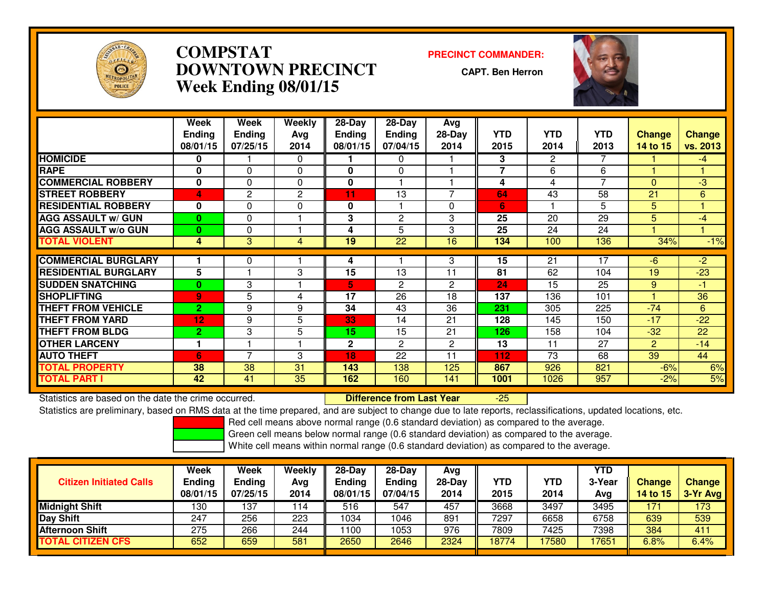# COMPSTAT DOWNTOWN PRECINCT
## Week Ending 08/01/15

**PRECINCT COMMANDER:**

**CAPT. Ben Herron**

| | Week Ending 08/01/15 | Week Ending 07/25/15 | Weekly Avg 2014 | 28-Day Ending 08/01/15 | 28-Day Ending 07/04/15 | Avg 28-Day 2014 | YTD 2015 | YTD 2014 | YTD 2013 | Change 14 to 15 | Change vs. 2013 |
|---|---|---|---|---|---|---|---|---|---|---|---|
| HOMICIDE | 0 | 1 | 0 | 1 | 0 | 1 | 3 | 2 | 7 | 1 | -4 |
| RAPE | 0 | 0 | 0 | 0 | 0 | 1 | 7 | 6 | 6 | 1 | 1 |
| COMMERCIAL ROBBERY | 0 | 0 | 0 | 0 | 1 | 1 | 4 | 4 | 7 | 0 | -3 |
| STREET ROBBERY | 4 | 2 | 2 | 11 | 13 | 7 | 64 | 43 | 58 | 21 | 6 |
| RESIDENTIAL ROBBERY | 0 | 0 | 0 | 0 | 1 | 0 | 6 | 1 | 5 | 5 | 1 |
| AGG ASSAULT w/ GUN | 0 | 0 | 1 | 3 | 2 | 3 | 25 | 20 | 29 | 5 | -4 |
| AGG ASSAULT w/o GUN | 0 | 0 | 1 | 4 | 5 | 3 | 25 | 24 | 24 | 1 | 1 |
| TOTAL VIOLENT | 4 | 3 | 4 | 19 | 22 | 16 | 134 | 100 | 136 | 34% | -1% |
| COMMERCIAL BURGLARY | 1 | 0 | 1 | 4 | 1 | 3 | 15 | 21 | 17 | -6 | -2 |
| RESIDENTIAL BURGLARY | 5 | 1 | 3 | 15 | 13 | 11 | 81 | 62 | 104 | 19 | -23 |
| SUDDEN SNATCHING | 0 | 3 | 1 | 5 | 2 | 2 | 24 | 15 | 25 | 9 | -1 |
| SHOPLIFTING | 9 | 5 | 4 | 17 | 26 | 18 | 137 | 136 | 101 | 1 | 36 |
| THEFT FROM VEHICLE | 2 | 9 | 9 | 34 | 43 | 36 | 231 | 305 | 225 | -74 | 6 |
| THEFT FROM YARD | 12 | 9 | 5 | 33 | 14 | 21 | 128 | 145 | 150 | -17 | -22 |
| THEFT FROM BLDG | 2 | 3 | 5 | 15 | 15 | 21 | 126 | 158 | 104 | -32 | 22 |
| OTHER LARCENY | 1 | 1 | 1 | 2 | 2 | 2 | 13 | 11 | 27 | 2 | -14 |
| AUTO THEFT | 6 | 7 | 3 | 18 | 22 | 11 | 112 | 73 | 68 | 39 | 44 |
| TOTAL PROPERTY | 38 | 38 | 31 | 143 | 138 | 125 | 867 | 926 | 821 | -6% | 6% |
| TOTAL PART I | 42 | 41 | 35 | 162 | 160 | 141 | 1001 | 1026 | 957 | -2% | 5% |

Statistics are based on the date the crime occurred. **Difference from Last Year** -25

Statistics are preliminary, based on RMS data at the time prepared, and are subject to change due to late reports, reclassifications, updated locations, etc.

Red cell means above normal range (0.6 standard deviation) as compared to the average.
Green cell means below normal range (0.6 standard deviation) as compared to the average.
White cell means within normal range (0.6 standard deviation) as compared to the average.

| Citizen Initiated Calls | Week Ending 08/01/15 | Week Ending 07/25/15 | Weekly Avg 2014 | 28-Day Ending 08/01/15 | 28-Day Ending 07/04/15 | Avg 28-Day 2014 | YTD 2015 | YTD 2014 | YTD 3-Year Avg | Change 14 to 15 | Change 3-Yr Avg |
|---|---|---|---|---|---|---|---|---|---|---|---|
| Midnight Shift | 130 | 137 | 114 | 516 | 547 | 457 | 3668 | 3497 | 3495 | 171 | 173 |
| Day Shift | 247 | 256 | 223 | 1034 | 1046 | 891 | 7297 | 6658 | 6758 | 639 | 539 |
| Afternoon Shift | 275 | 266 | 244 | 1100 | 1053 | 976 | 7809 | 7425 | 7398 | 384 | 411 |
| TOTAL CITIZEN CFS | 652 | 659 | 581 | 2650 | 2646 | 2324 | 18774 | 17580 | 17651 | 6.8% | 6.4% |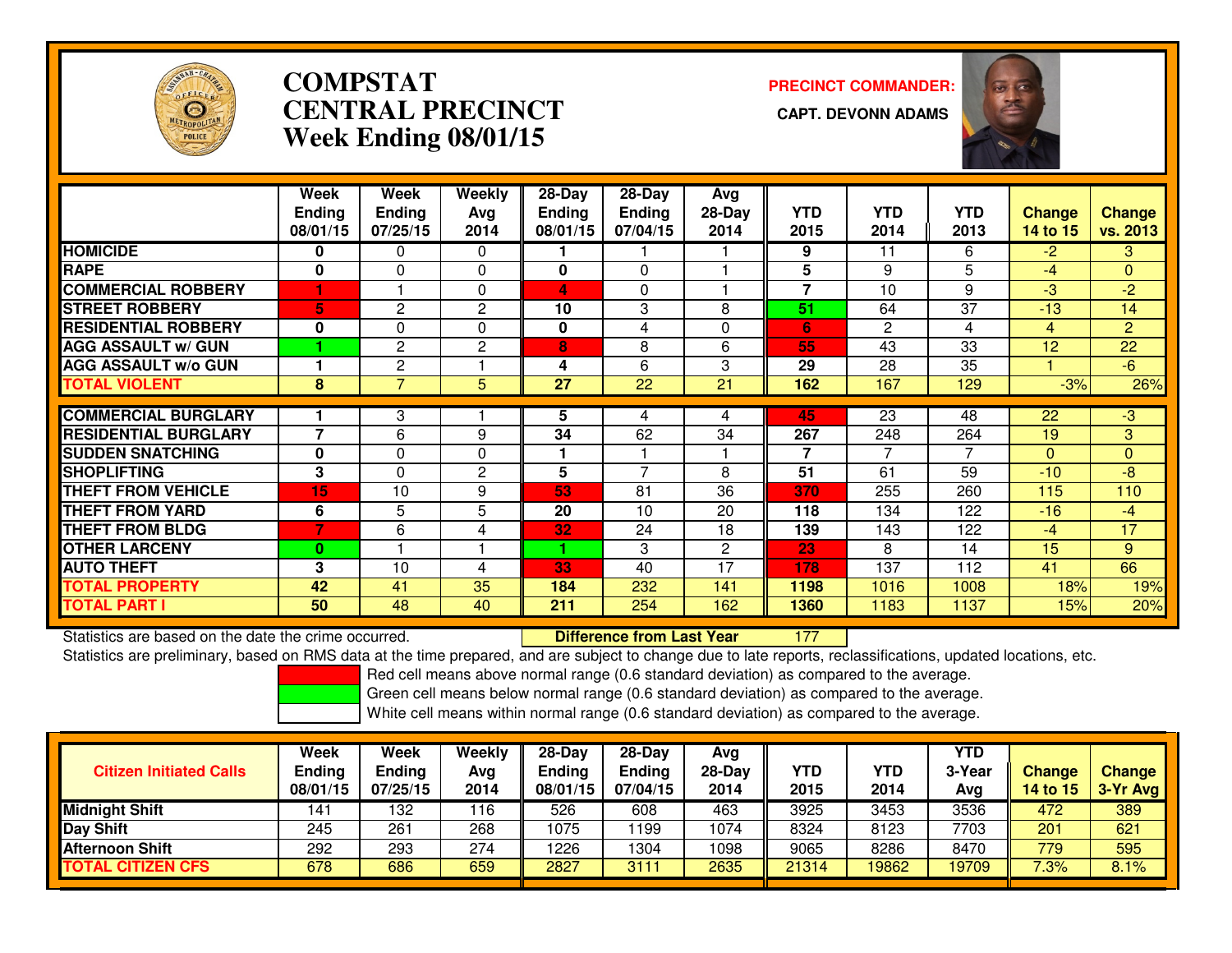# COMPSTAT
# CENTRAL PRECINCT
## Week Ending 08/01/15

**PRECINCT COMMANDER:**

**CAPT. DEVONN ADAMS**

| | Week Ending 08/01/15 | Week Ending 07/25/15 | Weekly Avg 2014 | 28-Day Ending 08/01/15 | 28-Day Ending 07/04/15 | Avg 28-Day 2014 | YTD 2015 | YTD 2014 | YTD 2013 | Change 14 to 15 | Change vs. 2013 |
|---|---|---|---|---|---|---|---|---|---|---|---|
| HOMICIDE | 0 | 0 | 0 | 1 | 1 | 1 | 9 | 11 | 6 | -2 | 3 |
| RAPE | 0 | 0 | 0 | 0 | 0 | 1 | 5 | 9 | 5 | -4 | 0 |
| COMMERCIAL ROBBERY | 1 | 1 | 0 | 4 | 0 | 1 | 7 | 10 | 9 | -3 | -2 |
| STREET ROBBERY | 5 | 2 | 2 | 10 | 3 | 8 | 51 | 64 | 37 | -13 | 14 |
| RESIDENTIAL ROBBERY | 0 | 0 | 0 | 0 | 4 | 0 | 6 | 2 | 4 | 4 | 2 |
| AGG ASSAULT w/ GUN | 1 | 2 | 2 | 8 | 8 | 6 | 55 | 43 | 33 | 12 | 22 |
| AGG ASSAULT w/o GUN | 1 | 2 | 1 | 4 | 6 | 3 | 29 | 28 | 35 | 1 | -6 |
| TOTAL VIOLENT | 8 | 7 | 5 | 27 | 22 | 21 | 162 | 167 | 129 | -3% | 26% |
| COMMERCIAL BURGLARY | 1 | 3 | 1 | 5 | 4 | 4 | 45 | 23 | 48 | 22 | -3 |
| RESIDENTIAL BURGLARY | 7 | 6 | 9 | 34 | 62 | 34 | 267 | 248 | 264 | 19 | 3 |
| SUDDEN SNATCHING | 0 | 0 | 0 | 1 | 1 | 1 | 7 | 7 | 7 | 0 | 0 |
| SHOPLIFTING | 3 | 0 | 2 | 5 | 7 | 8 | 51 | 61 | 59 | -10 | -8 |
| THEFT FROM VEHICLE | 15 | 10 | 9 | 53 | 81 | 36 | 370 | 255 | 260 | 115 | 110 |
| THEFT FROM YARD | 6 | 5 | 5 | 20 | 10 | 20 | 118 | 134 | 122 | -16 | -4 |
| THEFT FROM BLDG | 7 | 6 | 4 | 32 | 24 | 18 | 139 | 143 | 122 | -4 | 17 |
| OTHER LARCENY | 0 | 1 | 1 | 1 | 3 | 2 | 23 | 8 | 14 | 15 | 9 |
| AUTO THEFT | 3 | 10 | 4 | 33 | 40 | 17 | 178 | 137 | 112 | 41 | 66 |
| TOTAL PROPERTY | 42 | 41 | 35 | 184 | 232 | 141 | 1198 | 1016 | 1008 | 18% | 19% |
| TOTAL PART I | 50 | 48 | 40 | 211 | 254 | 162 | 1360 | 1183 | 1137 | 15% | 20% |

Statistics are based on the date the crime occurred. **Difference from Last Year** 177

Statistics are preliminary, based on RMS data at the time prepared, and are subject to change due to late reports, reclassifications, updated locations, etc.

Red cell means above normal range (0.6 standard deviation) as compared to the average.

Green cell means below normal range (0.6 standard deviation) as compared to the average.

White cell means within normal range (0.6 standard deviation) as compared to the average.

| Citizen Initiated Calls | Week Ending 08/01/15 | Week Ending 07/25/15 | Weekly Avg 2014 | 28-Day Ending 08/01/15 | 28-Day Ending 07/04/15 | Avg 28-Day 2014 | YTD 2015 | YTD 2014 | YTD 3-Year Avg | Change 14 to 15 | Change 3-Yr Avg |
|---|---|---|---|---|---|---|---|---|---|---|---|
| Midnight Shift | 141 | 132 | 116 | 526 | 608 | 463 | 3925 | 3453 | 3536 | 472 | 389 |
| Day Shift | 245 | 261 | 268 | 1075 | 1199 | 1074 | 8324 | 8123 | 7703 | 201 | 621 |
| Afternoon Shift | 292 | 293 | 274 | 1226 | 1304 | 1098 | 9065 | 8286 | 8470 | 779 | 595 |
| TOTAL CITIZEN CFS | 678 | 686 | 659 | 2827 | 3111 | 2635 | 21314 | 19862 | 19709 | 7.3% | 8.1% |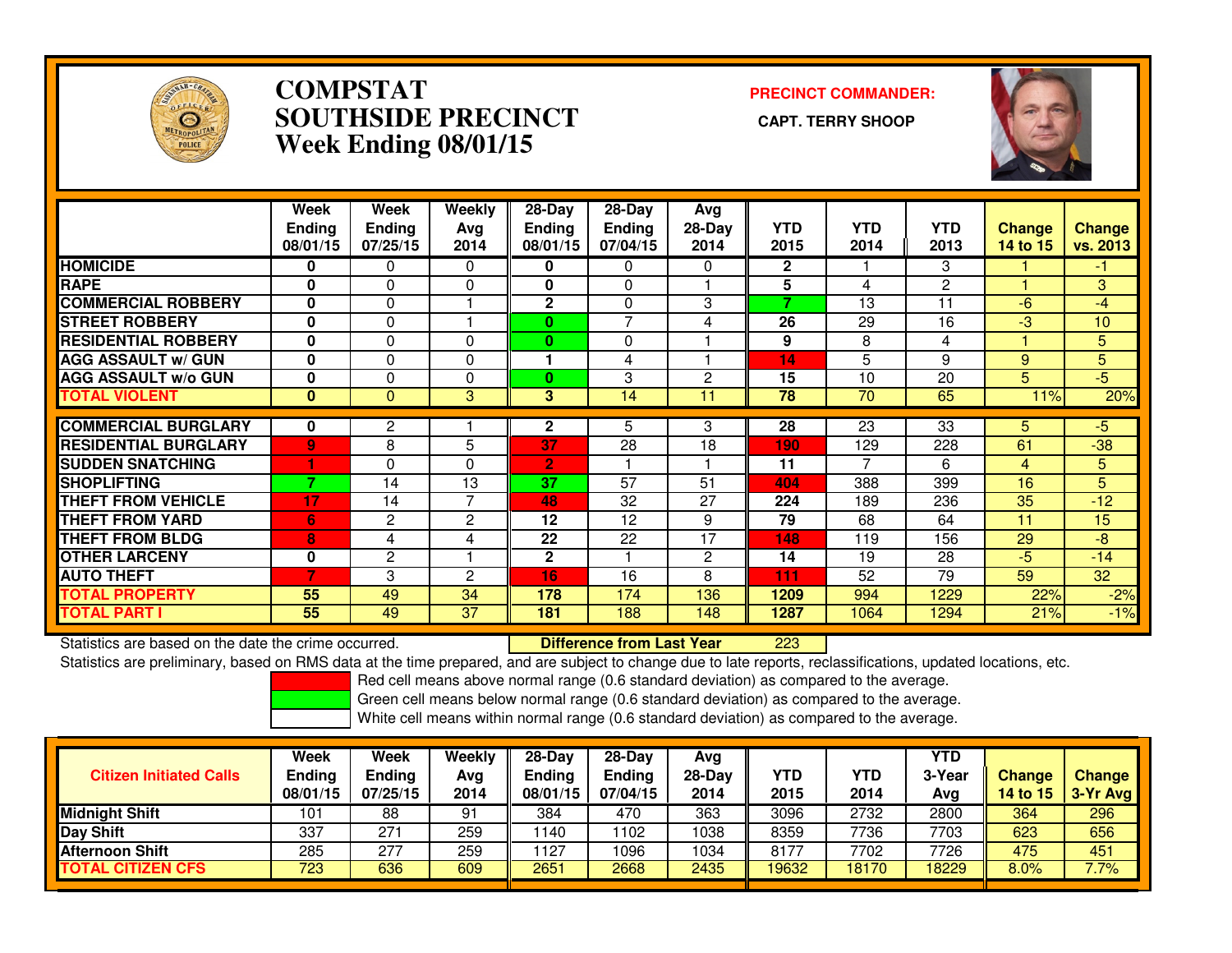# COMPSTAT SOUTHSIDE PRECINCT
## Week Ending 08/01/15

**PRECINCT COMMANDER:**
**CAPT. TERRY SHOOP**

| | Week Ending 08/01/15 | Week Ending 07/25/15 | Weekly Avg 2014 | 28-Day Ending 08/01/15 | 28-Day Ending 07/04/15 | Avg 28-Day 2014 | YTD 2015 | YTD 2014 | YTD 2013 | Change 14 to 15 | Change vs. 2013 |
|---|---|---|---|---|---|---|---|---|---|---|---|
| HOMICIDE | 0 | 0 | 0 | 0 | 0 | 0 | 2 | 1 | 3 | 1 | -1 |
| RAPE | 0 | 0 | 0 | 0 | 0 | 1 | 5 | 4 | 2 | 1 | 3 |
| COMMERCIAL ROBBERY | 0 | 0 | 1 | 2 | 0 | 3 | 7 | 13 | 11 | -6 | -4 |
| STREET ROBBERY | 0 | 0 | 1 | 0 | 7 | 4 | 26 | 29 | 16 | -3 | 10 |
| RESIDENTIAL ROBBERY | 0 | 0 | 0 | 0 | 0 | 1 | 9 | 8 | 4 | 1 | 5 |
| AGG ASSAULT w/ GUN | 0 | 0 | 0 | 1 | 4 | 1 | 14 | 5 | 9 | 9 | 5 |
| AGG ASSAULT w/o GUN | 0 | 0 | 0 | 0 | 3 | 2 | 15 | 10 | 20 | 5 | -5 |
| TOTAL VIOLENT | 0 | 0 | 3 | 3 | 14 | 11 | 78 | 70 | 65 | 11% | 20% |
| COMMERCIAL BURGLARY | 0 | 2 | 1 | 2 | 5 | 3 | 28 | 23 | 33 | 5 | -5 |
| RESIDENTIAL BURGLARY | 9 | 8 | 5 | 37 | 28 | 18 | 190 | 129 | 228 | 61 | -38 |
| SUDDEN SNATCHING | 1 | 0 | 0 | 2 | 1 | 1 | 11 | 7 | 6 | 4 | 5 |
| SHOPLIFTING | 7 | 14 | 13 | 37 | 57 | 51 | 404 | 388 | 399 | 16 | 5 |
| THEFT FROM VEHICLE | 17 | 14 | 7 | 48 | 32 | 27 | 224 | 189 | 236 | 35 | -12 |
| THEFT FROM YARD | 6 | 2 | 2 | 12 | 12 | 9 | 79 | 68 | 64 | 11 | 15 |
| THEFT FROM BLDG | 8 | 4 | 4 | 22 | 22 | 17 | 148 | 119 | 156 | 29 | -8 |
| OTHER LARCENY | 0 | 2 | 1 | 2 | 1 | 2 | 14 | 19 | 28 | -5 | -14 |
| AUTO THEFT | 7 | 3 | 2 | 16 | 16 | 8 | 111 | 52 | 79 | 59 | 32 |
| TOTAL PROPERTY | 55 | 49 | 34 | 178 | 174 | 136 | 1209 | 994 | 1229 | 22% | -2% |
| TOTAL PART I | 55 | 49 | 37 | 181 | 188 | 148 | 1287 | 1064 | 1294 | 21% | -1% |

Statistics are based on the date the crime occurred. **Difference from Last Year** 223

Statistics are preliminary, based on RMS data at the time prepared, and are subject to change due to late reports, reclassifications, updated locations, etc.

Red cell means above normal range (0.6 standard deviation) as compared to the average.
Green cell means below normal range (0.6 standard deviation) as compared to the average.
White cell means within normal range (0.6 standard deviation) as compared to the average.

| Citizen Initiated Calls | Week Ending 08/01/15 | Week Ending 07/25/15 | Weekly Avg 2014 | 28-Day Ending 08/01/15 | 28-Day Ending 07/04/15 | Avg 28-Day 2014 | YTD 2015 | YTD 2014 | YTD 3-Year Avg | Change 14 to 15 | Change 3-Yr Avg |
|---|---|---|---|---|---|---|---|---|---|---|---|
| Midnight Shift | 101 | 88 | 91 | 384 | 470 | 363 | 3096 | 2732 | 2800 | 364 | 296 |
| Day Shift | 337 | 271 | 259 | 1140 | 1102 | 1038 | 8359 | 7736 | 7703 | 623 | 656 |
| Afternoon Shift | 285 | 277 | 259 | 1127 | 1096 | 1034 | 8177 | 7702 | 7726 | 475 | 451 |
| TOTAL CITIZEN CFS | 723 | 636 | 609 | 2651 | 2668 | 2435 | 19632 | 18170 | 18229 | 8.0% | 7.7% |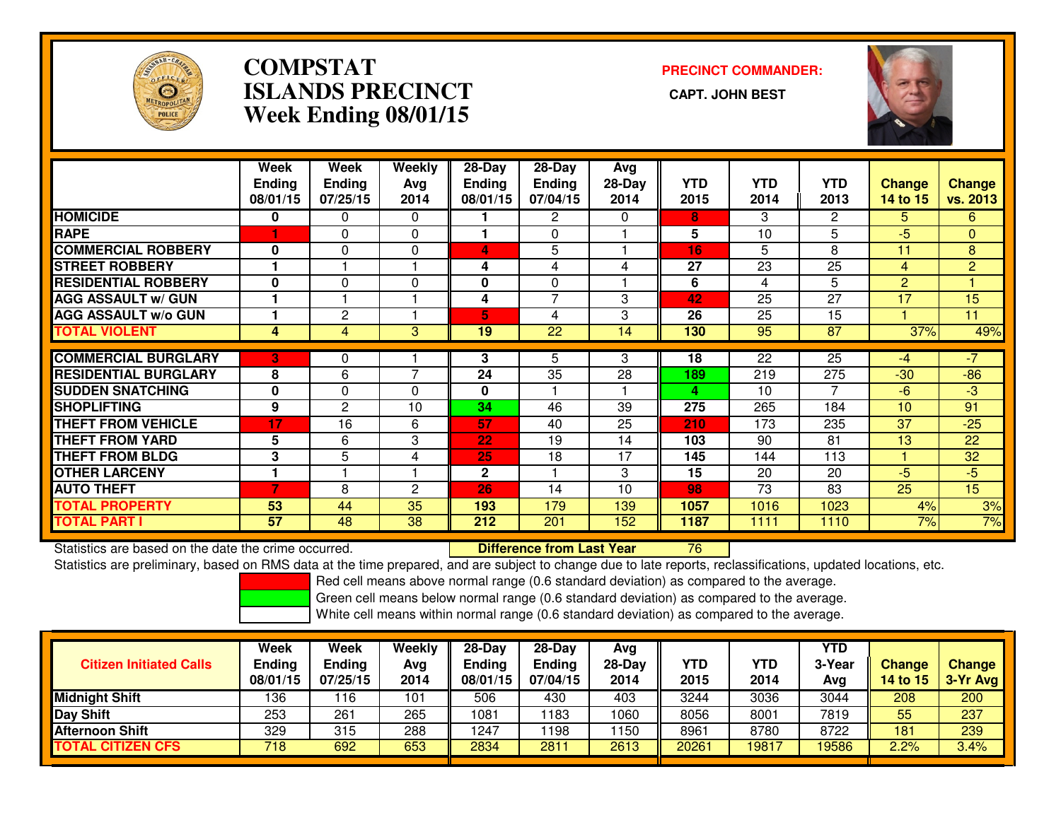# COMPSTAT
# ISLANDS PRECINCT
# Week Ending 08/01/15

**PRECINCT COMMANDER:**

**CAPT. JOHN BEST**

| | Week Ending 08/01/15 | Week Ending 07/25/15 | Weekly Avg 2014 | 28-Day Ending 08/01/15 | 28-Day Ending 07/04/15 | Avg 28-Day 2014 | YTD 2015 | YTD 2014 | YTD 2013 | Change 14 to 15 | Change vs. 2013 |
|---|---|---|---|---|---|---|---|---|---|---|---|
| **HOMICIDE** | 0 | 0 | 0 | 1 | 2 | 0 | 8 | 3 | 2 | 5 | 6 |
| **RAPE** | 1 | 0 | 0 | 1 | 0 | 1 | 5 | 10 | 5 | -5 | 0 |
| **COMMERCIAL ROBBERY** | 0 | 0 | 0 | 4 | 5 | 1 | 16 | 5 | 8 | 11 | 8 |
| **STREET ROBBERY** | 1 | 1 | 1 | 4 | 4 | 4 | 27 | 23 | 25 | 4 | 2 |
| **RESIDENTIAL ROBBERY** | 0 | 0 | 0 | 0 | 0 | 1 | 6 | 4 | 5 | 2 | 1 |
| **AGG ASSAULT w/ GUN** | 1 | 1 | 1 | 4 | 7 | 3 | 42 | 25 | 27 | 17 | 15 |
| **AGG ASSAULT w/o GUN** | 1 | 2 | 1 | 5 | 4 | 3 | 26 | 25 | 15 | 1 | 11 |
| **TOTAL VIOLENT** | 4 | 4 | 3 | 19 | 22 | 14 | 130 | 95 | 87 | 37% | 49% |
| **COMMERCIAL BURGLARY** | 3 | 0 | 1 | 3 | 5 | 3 | 18 | 22 | 25 | -4 | -7 |
| **RESIDENTIAL BURGLARY** | 8 | 6 | 7 | 24 | 35 | 28 | 189 | 219 | 275 | -30 | -86 |
| **SUDDEN SNATCHING** | 0 | 0 | 0 | 0 | 1 | 1 | 4 | 10 | 7 | -6 | -3 |
| **SHOPLIFTING** | 9 | 2 | 10 | 34 | 46 | 39 | 275 | 265 | 184 | 10 | 91 |
| **THEFT FROM VEHICLE** | 17 | 16 | 6 | 57 | 40 | 25 | 210 | 173 | 235 | 37 | -25 |
| **THEFT FROM YARD** | 5 | 6 | 3 | 22 | 19 | 14 | 103 | 90 | 81 | 13 | 22 |
| **THEFT FROM BLDG** | 3 | 5 | 4 | 25 | 18 | 17 | 145 | 144 | 113 | 1 | 32 |
| **OTHER LARCENY** | 1 | 1 | 1 | 2 | 1 | 3 | 15 | 20 | 20 | -5 | -5 |
| **AUTO THEFT** | 7 | 8 | 2 | 26 | 14 | 10 | 98 | 73 | 83 | 25 | 15 |
| **TOTAL PROPERTY** | 53 | 44 | 35 | 193 | 179 | 139 | 1057 | 1016 | 1023 | 4% | 3% |
| **TOTAL PART I** | 57 | 48 | 38 | 212 | 201 | 152 | 1187 | 1111 | 1110 | 7% | 7% |

Statistics are based on the date the crime occurred. **Difference from Last Year** 76

Statistics are preliminary, based on RMS data at the time prepared, and are subject to change due to late reports, reclassifications, updated locations, etc.

Red cell means above normal range (0.6 standard deviation) as compared to the average.

Green cell means below normal range (0.6 standard deviation) as compared to the average.

White cell means within normal range (0.6 standard deviation) as compared to the average.

| Citizen Initiated Calls | Week Ending 08/01/15 | Week Ending 07/25/15 | Weekly Avg 2014 | 28-Day Ending 08/01/15 | 28-Day Ending 07/04/15 | Avg 28-Day 2014 | YTD 2015 | YTD 2014 | YTD 3-Year Avg | Change 14 to 15 | Change 3-Yr Avg |
|---|---|---|---|---|---|---|---|---|---|---|---|
| **Midnight Shift** | 136 | 116 | 101 | 506 | 430 | 403 | 3244 | 3036 | 3044 | 208 | 200 |
| **Day Shift** | 253 | 261 | 265 | 1081 | 1183 | 1060 | 8056 | 8001 | 7819 | 55 | 237 |
| **Afternoon Shift** | 329 | 315 | 288 | 1247 | 1198 | 1150 | 8961 | 8780 | 8722 | 181 | 239 |
| **TOTAL CITIZEN CFS** | 718 | 692 | 653 | 2834 | 2811 | 2613 | 20261 | 19817 | 19586 | 2.2% | 3.4% |